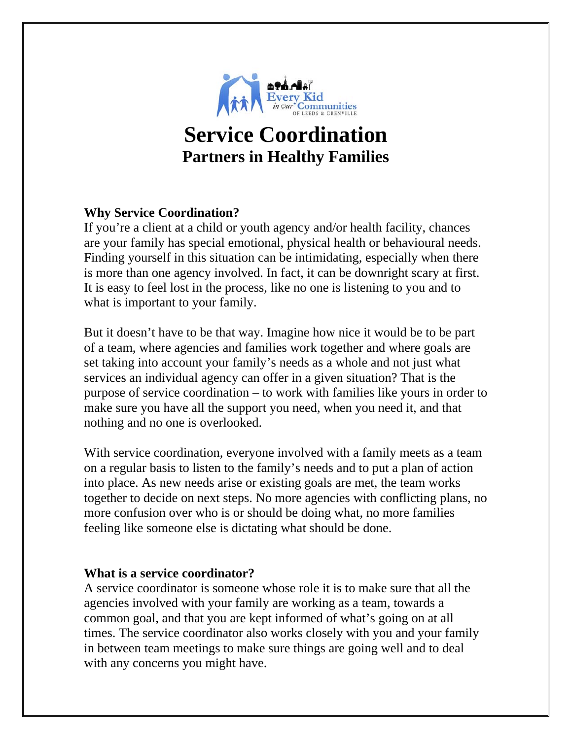# Service Coordination

## Partners in Healthy Families

### Why Service Coordination?

If you're a client at a child or youth agency and/or health facility, chances are your family has special emotional, physical health or behavioural needs. Finding yourself in this situation can be intimidating, especially when there is more than one agency involved. In fact, it can be downright scary at first. It is easy to feel lost in the process, like no one is listening to you and to what is important to your family.

But it doesn't have to be that way. Imagine how nice it would be to be part of a team, where agencies and families work together and where goals are set taking into account your family's needs as a whole and not just what services an individual agency can offer in a given situation? That is the purpose of service coordination – to work with families like yours in order to make sure you have all the support you need, when you need it, and that nothing and no one is overlooked.

With service coordination, everyone involved with a family meets as a team on a regular basis to listen to the family's needs and to put a plan of action into place. As new needs arise or existing goals are met, the team works together to decide on next steps. No more agencies with conflicting plans, no more confusion over who is or should be doing what, no more families feeling like someone else is dictating what should be done.

### What is a service coordinator?

A service coordinator is someone whose role it is to make sure that all the agencies involved with your family are working as a team, towards a common goal, and that you are kept informed of what's going on at all times. The service coordinator also works closely with you and your family in between team meetings to make sure things are going well and to deal with any concerns you might have.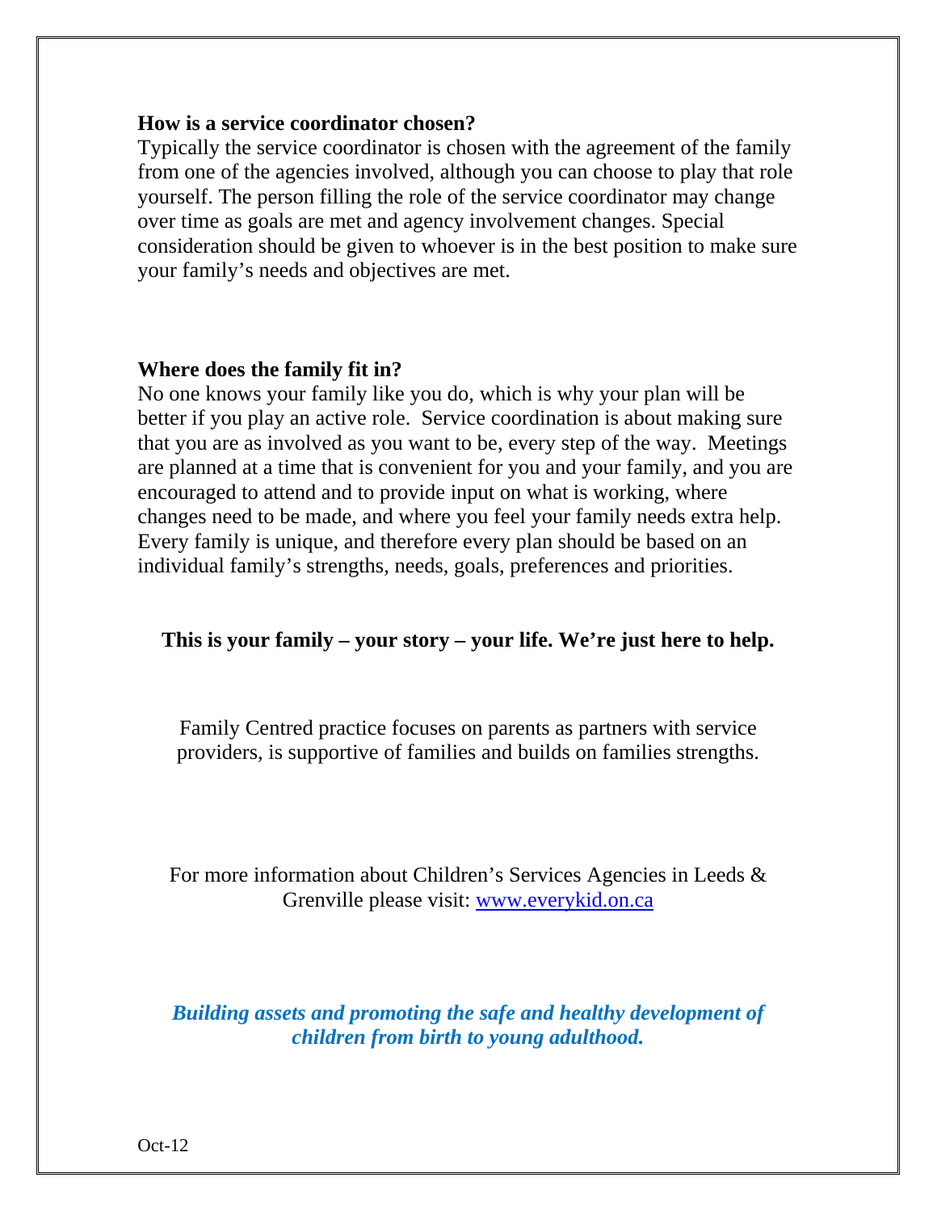**How is a service coordinator chosen?**

Typically the service coordinator is chosen with the agreement of the family from one of the agencies involved, although you can choose to play that role yourself. The person filling the role of the service coordinator may change over time as goals are met and agency involvement changes. Special consideration should be given to whoever is in the best position to make sure your family's needs and objectives are met.

**Where does the family fit in?**

No one knows your family like you do, which is why your plan will be better if you play an active role. Service coordination is about making sure that you are as involved as you want to be, every step of the way. Meetings are planned at a time that is convenient for you and your family, and you are encouraged to attend and to provide input on what is working, where changes need to be made, and where you feel your family needs extra help. Every family is unique, and therefore every plan should be based on an individual family's strengths, needs, goals, preferences and priorities.

**This is your family – your story – your life. We're just here to help.**

Family Centred practice focuses on parents as partners with service providers, is supportive of families and builds on families strengths.

For more information about Children's Services Agencies in Leeds & Grenville please visit: [www.everykid.on.ca](www.everykid.on.ca)

***Building assets and promoting the safe and healthy development of children from birth to young adulthood.***

Oct-12